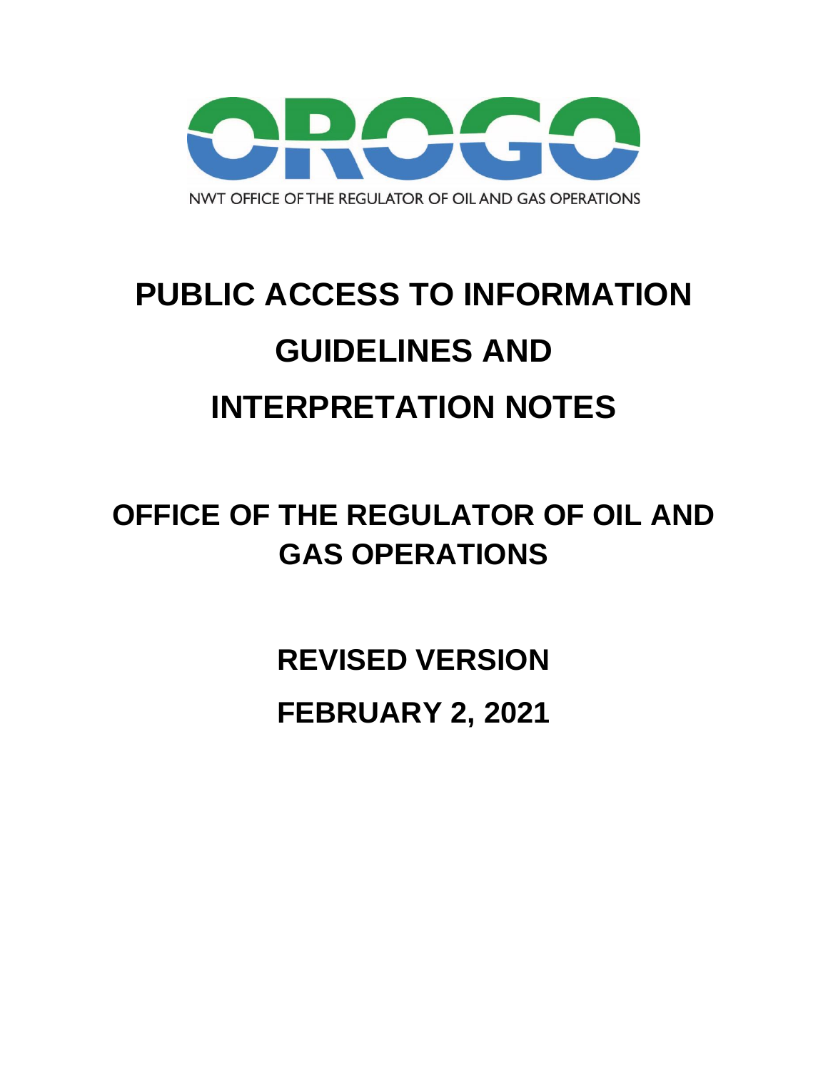OROGO

NWT OFFICE OF THE REGULATOR OF OIL AND GAS OPERATIONS

# PUBLIC ACCESS TO INFORMATION GUIDELINES AND INTERPRETATION NOTES

## OFFICE OF THE REGULATOR OF OIL AND GAS OPERATIONS

## REVISED VERSION

## FEBRUARY 2, 2021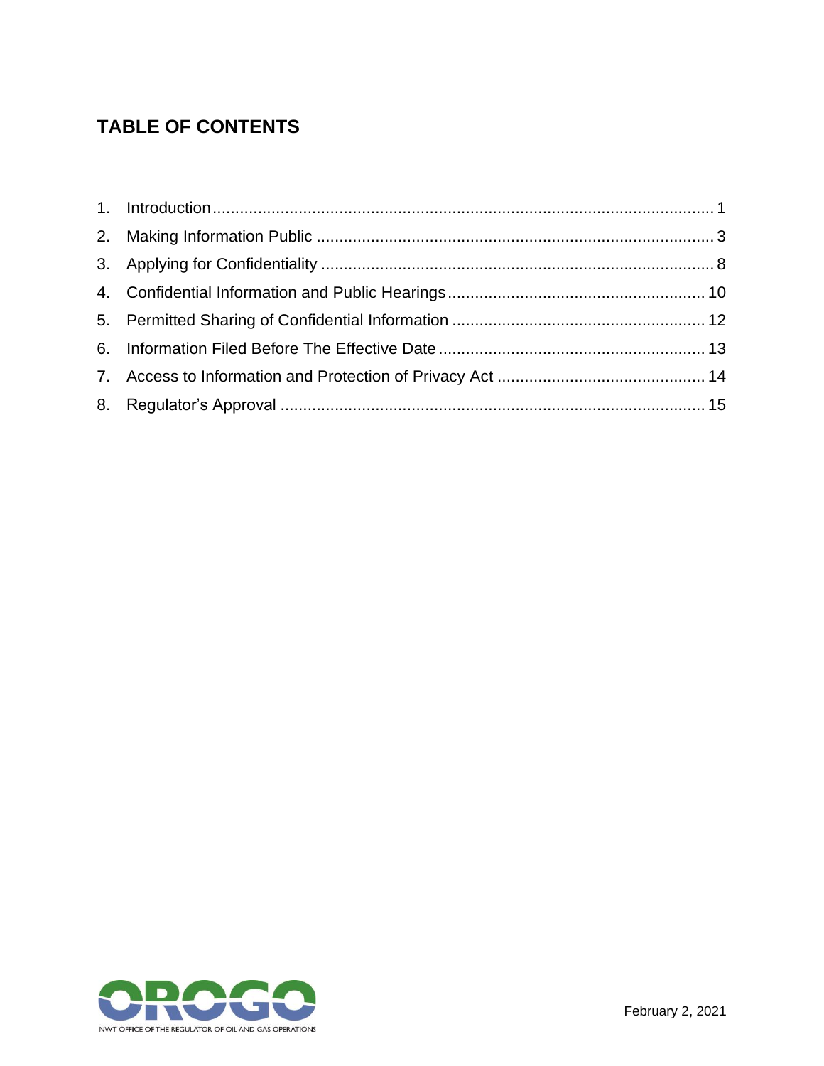## TABLE OF CONTENTS

1. Introduction .......... 1
2. Making Information Public .......... 3
3. Applying for Confidentiality .......... 8
4. Confidential Information and Public Hearings .......... 10
5. Permitted Sharing of Confidential Information .......... 12
6. Information Filed Before The Effective Date .......... 13
7. Access to Information and Protection of Privacy Act .......... 14
8. Regulator's Approval .......... 15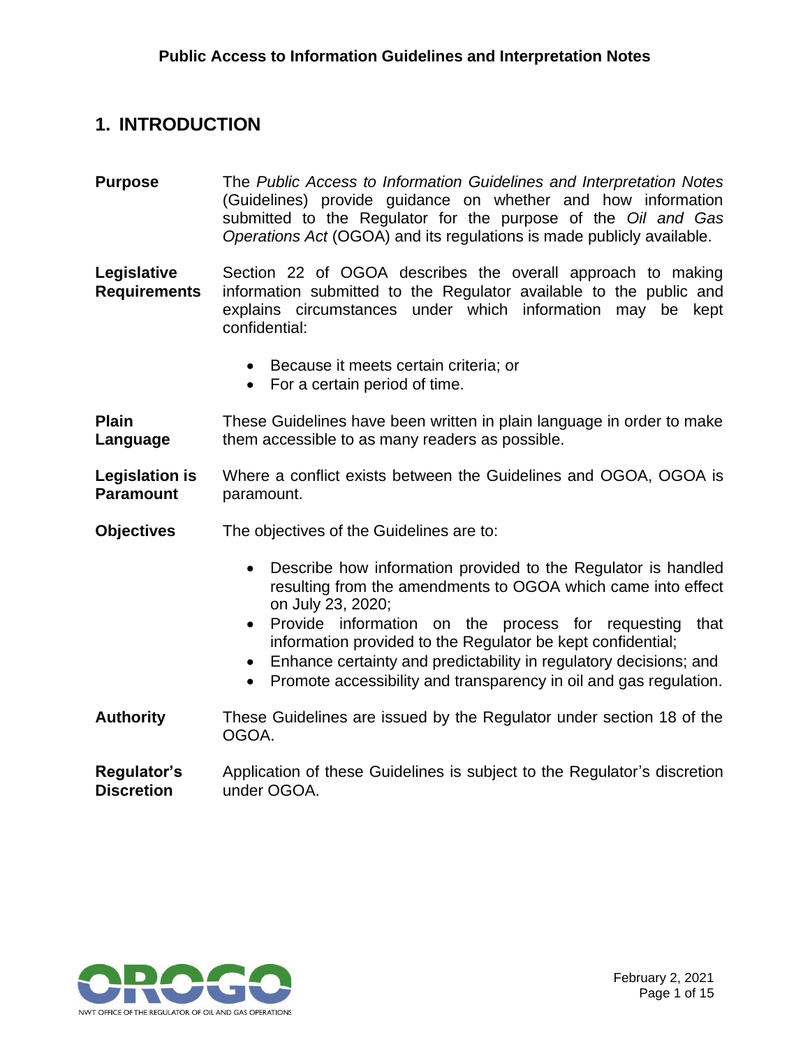## 1. INTRODUCTION

**Purpose**

The *Public Access to Information Guidelines and Interpretation Notes* (Guidelines) provide guidance on whether and how information submitted to the Regulator for the purpose of the *Oil and Gas Operations Act* (OGOA) and its regulations is made publicly available.

**Legislative Requirements**

Section 22 of OGOA describes the overall approach to making information submitted to the Regulator available to the public and explains circumstances under which information may be kept confidential:

- Because it meets certain criteria; or
- For a certain period of time.

**Plain Language**

These Guidelines have been written in plain language in order to make them accessible to as many readers as possible.

**Legislation is Paramount**

Where a conflict exists between the Guidelines and OGOA, OGOA is paramount.

**Objectives**

The objectives of the Guidelines are to:

- Describe how information provided to the Regulator is handled resulting from the amendments to OGOA which came into effect on July 23, 2020;
- Provide information on the process for requesting that information provided to the Regulator be kept confidential;
- Enhance certainty and predictability in regulatory decisions; and
- Promote accessibility and transparency in oil and gas regulation.

**Authority**

These Guidelines are issued by the Regulator under section 18 of the OGOA.

**Regulator's Discretion**

Application of these Guidelines is subject to the Regulator's discretion under OGOA.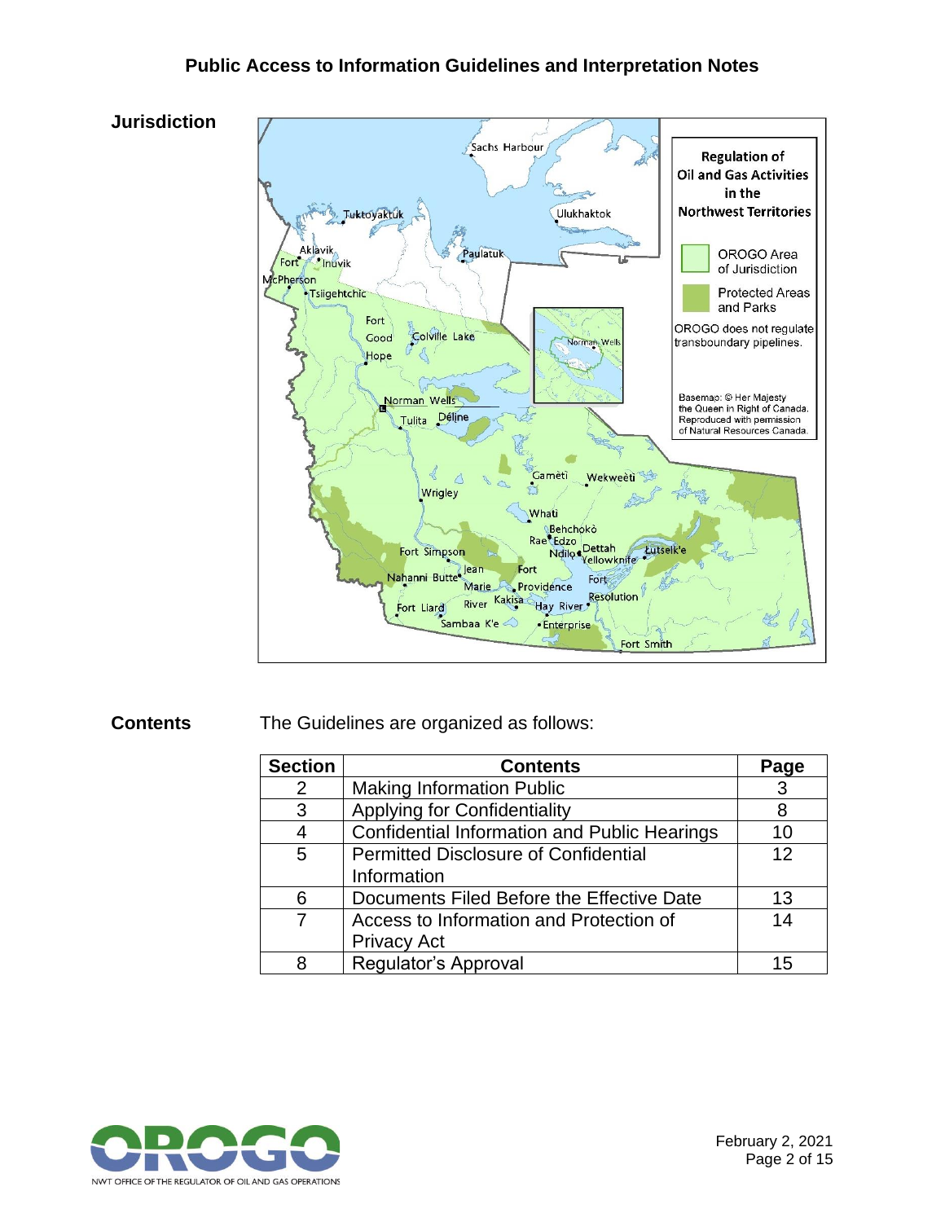**Jurisdiction**

**Contents** The Guidelines are organized as follows:

| Section | Contents | Page |
|---|---|---|
| 2 | Making Information Public | 3 |
| 3 | Applying for Confidentiality | 8 |
| 4 | Confidential Information and Public Hearings | 10 |
| 5 | Permitted Disclosure of Confidential Information | 12 |
| 6 | Documents Filed Before the Effective Date | 13 |
| 7 | Access to Information and Protection of Privacy Act | 14 |
| 8 | Regulator's Approval | 15 |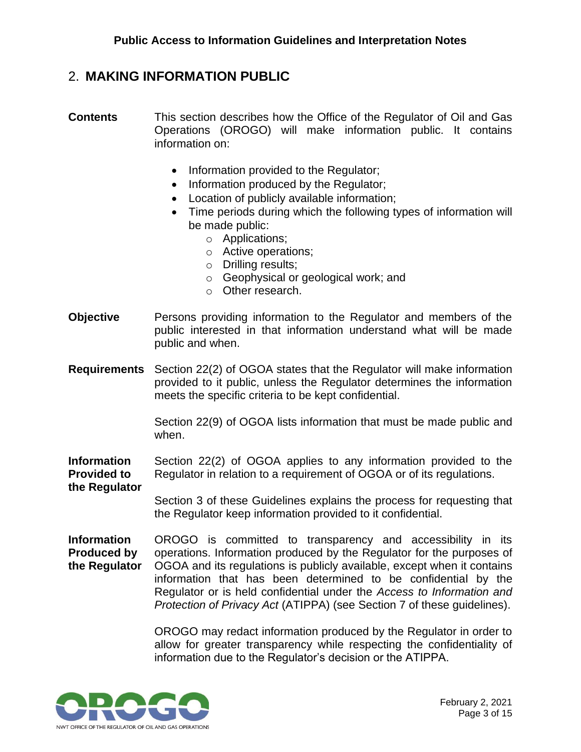## 2. MAKING INFORMATION PUBLIC

**Contents**

This section describes how the Office of the Regulator of Oil and Gas Operations (OROGO) will make information public. It contains information on:

- Information provided to the Regulator;
- Information produced by the Regulator;
- Location of publicly available information;
- Time periods during which the following types of information will be made public:
  - Applications;
  - Active operations;
  - Drilling results;
  - Geophysical or geological work; and
  - Other research.

**Objective**

Persons providing information to the Regulator and members of the public interested in that information understand what will be made public and when.

**Requirements**

Section 22(2) of OGOA states that the Regulator will make information provided to it public, unless the Regulator determines the information meets the specific criteria to be kept confidential.

Section 22(9) of OGOA lists information that must be made public and when.

**Information Provided to the Regulator**

Section 22(2) of OGOA applies to any information provided to the Regulator in relation to a requirement of OGOA or of its regulations.

Section 3 of these Guidelines explains the process for requesting that the Regulator keep information provided to it confidential.

**Information Produced by the Regulator**

OROGO is committed to transparency and accessibility in its operations. Information produced by the Regulator for the purposes of OGOA and its regulations is publicly available, except when it contains information that has been determined to be confidential by the Regulator or is held confidential under the *Access to Information and Protection of Privacy Act* (ATIPPA) (see Section 7 of these guidelines).

OROGO may redact information produced by the Regulator in order to allow for greater transparency while respecting the confidentiality of information due to the Regulator's decision or the ATIPPA.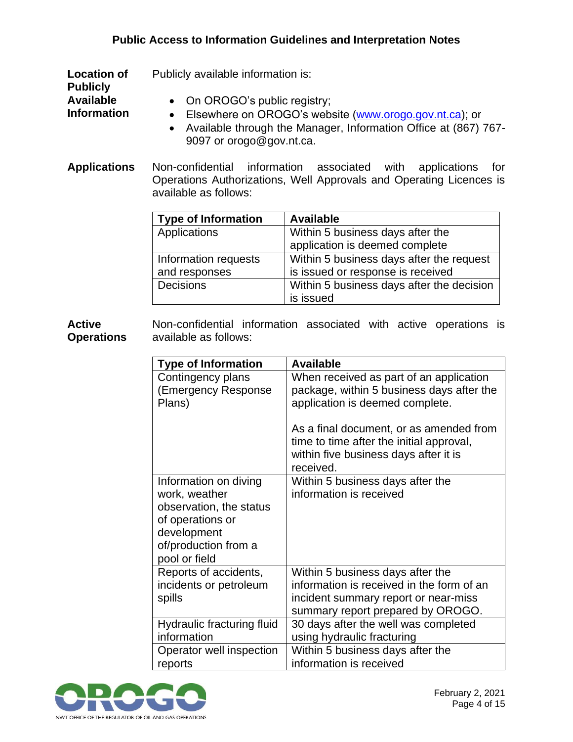**Location of Publicly Available Information**

Publicly available information is:

- On OROGO's public registry;
- Elsewhere on OROGO's website (www.orogo.gov.nt.ca); or
- Available through the Manager, Information Office at (867) 767-9097 or orogo@gov.nt.ca.

**Applications**

Non-confidential information associated with applications for Operations Authorizations, Well Approvals and Operating Licences is available as follows:

| Type of Information | Available |
| --- | --- |
| Applications | Within 5 business days after the application is deemed complete |
| Information requests and responses | Within 5 business days after the request is issued or response is received |
| Decisions | Within 5 business days after the decision is issued |

**Active Operations**

Non-confidential information associated with active operations is available as follows:

| Type of Information | Available |
| --- | --- |
| Contingency plans (Emergency Response Plans) | When received as part of an application package, within 5 business days after the application is deemed complete. <br><br> As a final document, or as amended from time to time after the initial approval, within five business days after it is received. |
| Information on diving work, weather observation, the status of operations or development of/production from a pool or field | Within 5 business days after the information is received |
| Reports of accidents, incidents or petroleum spills | Within 5 business days after the information is received in the form of an incident summary report or near-miss summary report prepared by OROGO. |
| Hydraulic fracturing fluid information | 30 days after the well was completed using hydraulic fracturing |
| Operator well inspection reports | Within 5 business days after the information is received |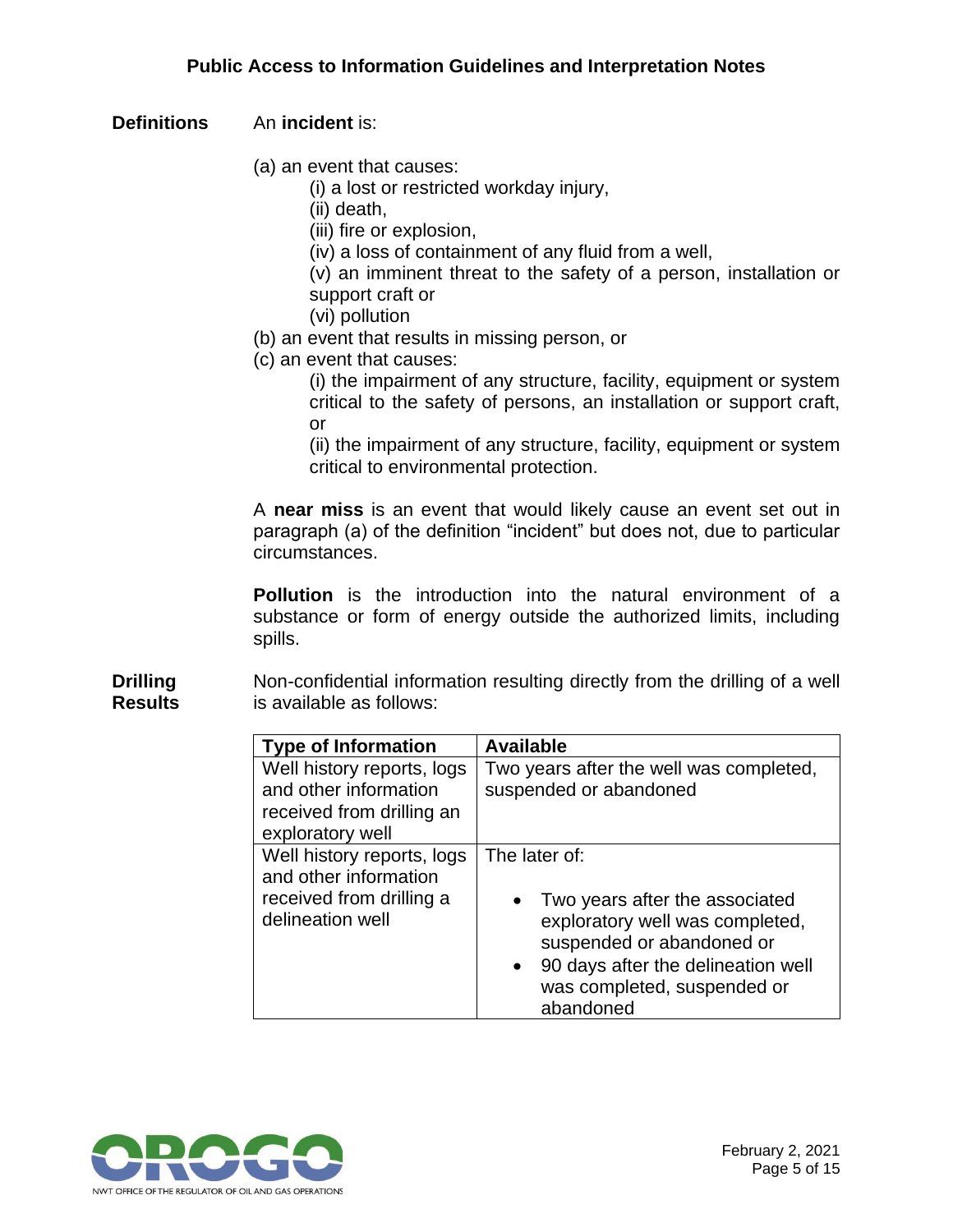**Definitions**

An **incident** is:

(a) an event that causes:
  (i) a lost or restricted workday injury,
  (ii) death,
  (iii) fire or explosion,
  (iv) a loss of containment of any fluid from a well,
  (v) an imminent threat to the safety of a person, installation or support craft or
  (vi) pollution
(b) an event that results in missing person, or
(c) an event that causes:
  (i) the impairment of any structure, facility, equipment or system critical to the safety of persons, an installation or support craft, or
  (ii) the impairment of any structure, facility, equipment or system critical to environmental protection.

A **near miss** is an event that would likely cause an event set out in paragraph (a) of the definition “incident” but does not, due to particular circumstances.

**Pollution** is the introduction into the natural environment of a substance or form of energy outside the authorized limits, including spills.

**Drilling Results**

Non-confidential information resulting directly from the drilling of a well is available as follows:

| Type of Information | Available |
|---|---|
| Well history reports, logs and other information received from drilling an exploratory well | Two years after the well was completed, suspended or abandoned |
| Well history reports, logs and other information received from drilling a delineation well | The later of:<br>• Two years after the associated exploratory well was completed, suspended or abandoned or<br>• 90 days after the delineation well was completed, suspended or abandoned |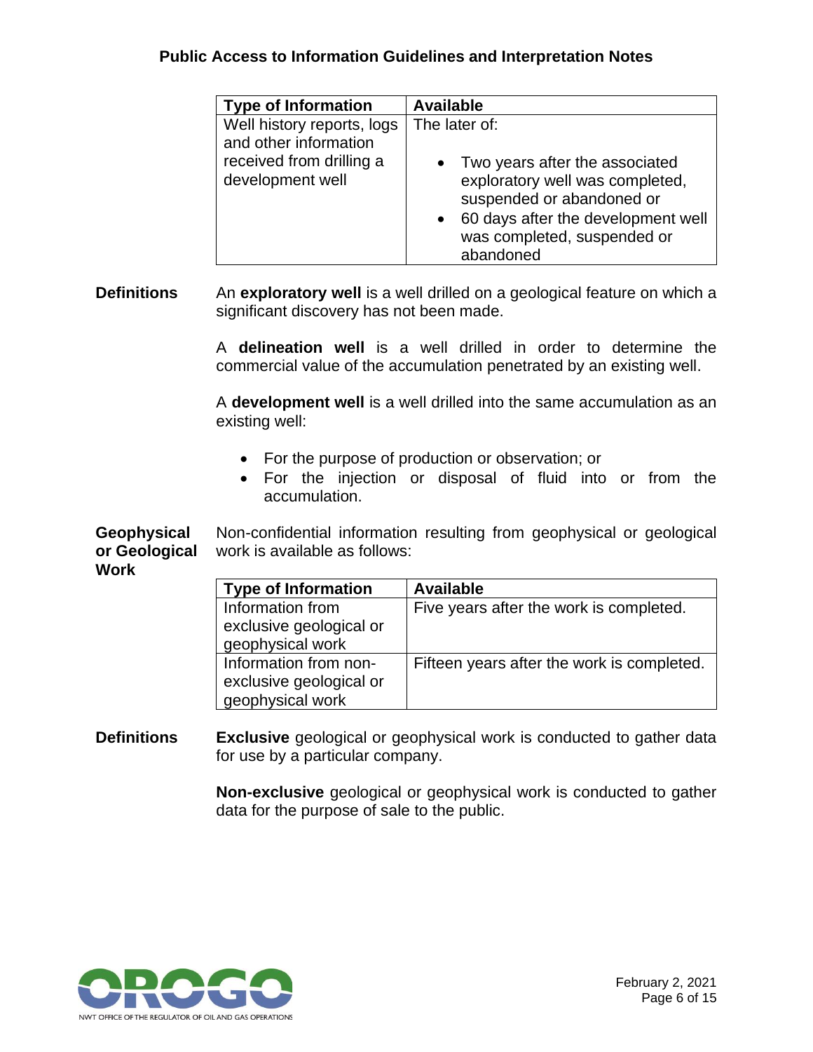| Type of Information | Available |
| --- | --- |
| Well history reports, logs and other information received from drilling a development well | The later of:<br>• Two years after the associated exploratory well was completed, suspended or abandoned or<br>• 60 days after the development well was completed, suspended or abandoned |

**Definitions**

An **exploratory well** is a well drilled on a geological feature on which a significant discovery has not been made.

A **delineation well** is a well drilled in order to determine the commercial value of the accumulation penetrated by an existing well.

A **development well** is a well drilled into the same accumulation as an existing well:

- For the purpose of production or observation; or
- For the injection or disposal of fluid into or from the accumulation.

**Geophysical or Geological Work**

Non-confidential information resulting from geophysical or geological work is available as follows:

| Type of Information | Available |
| --- | --- |
| Information from exclusive geological or geophysical work | Five years after the work is completed. |
| Information from non-exclusive geological or geophysical work | Fifteen years after the work is completed. |

**Definitions**

**Exclusive** geological or geophysical work is conducted to gather data for use by a particular company.

**Non-exclusive** geological or geophysical work is conducted to gather data for the purpose of sale to the public.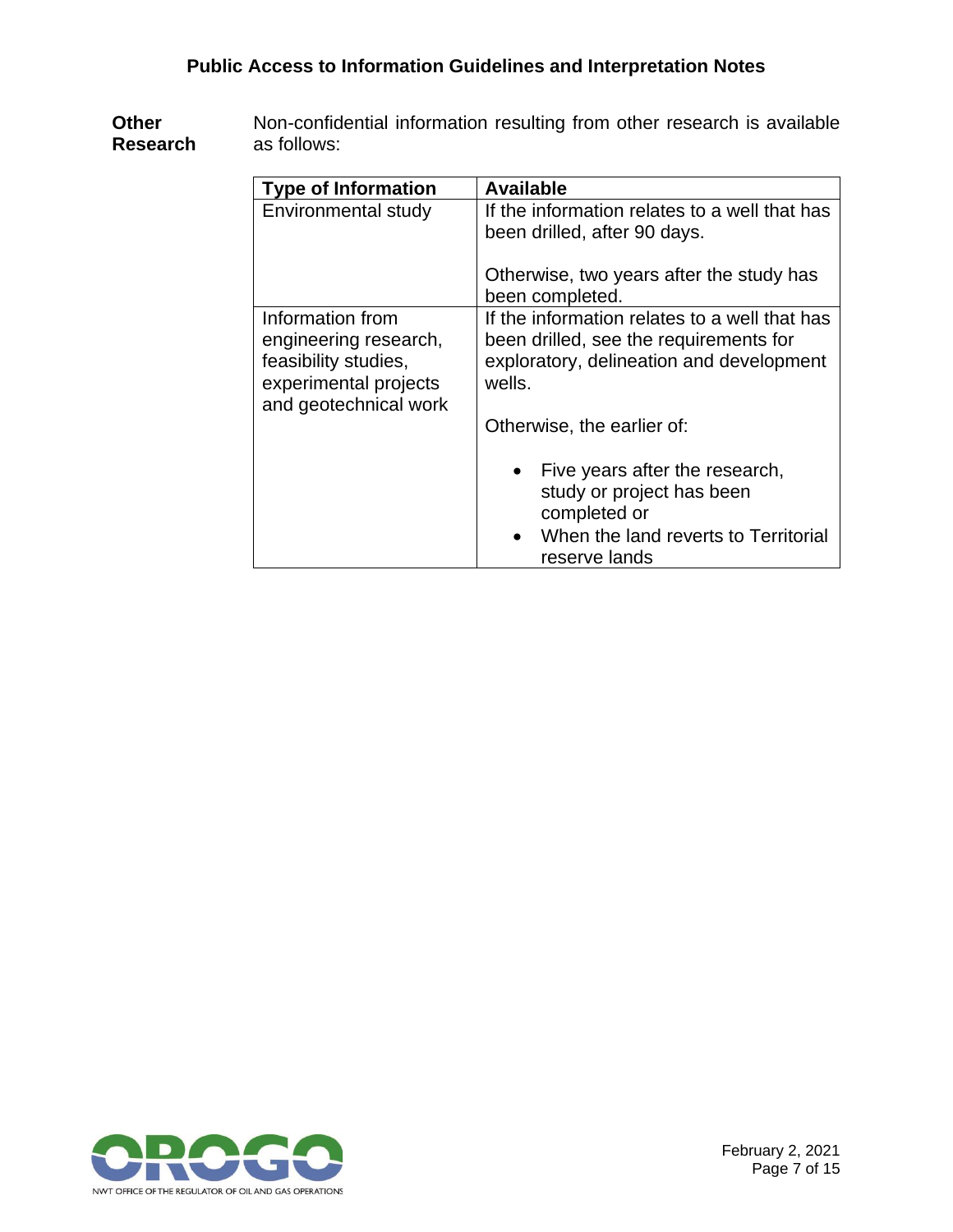**Other Research**

Non-confidential information resulting from other research is available as follows:

| Type of Information | Available |
|---|---|
| Environmental study | If the information relates to a well that has been drilled, after 90 days.<br><br>Otherwise, two years after the study has been completed. |
| Information from engineering research, feasibility studies, experimental projects and geotechnical work | If the information relates to a well that has been drilled, see the requirements for exploratory, delineation and development wells.<br><br>Otherwise, the earlier of:<br><br>• Five years after the research, study or project has been completed or<br>• When the land reverts to Territorial reserve lands |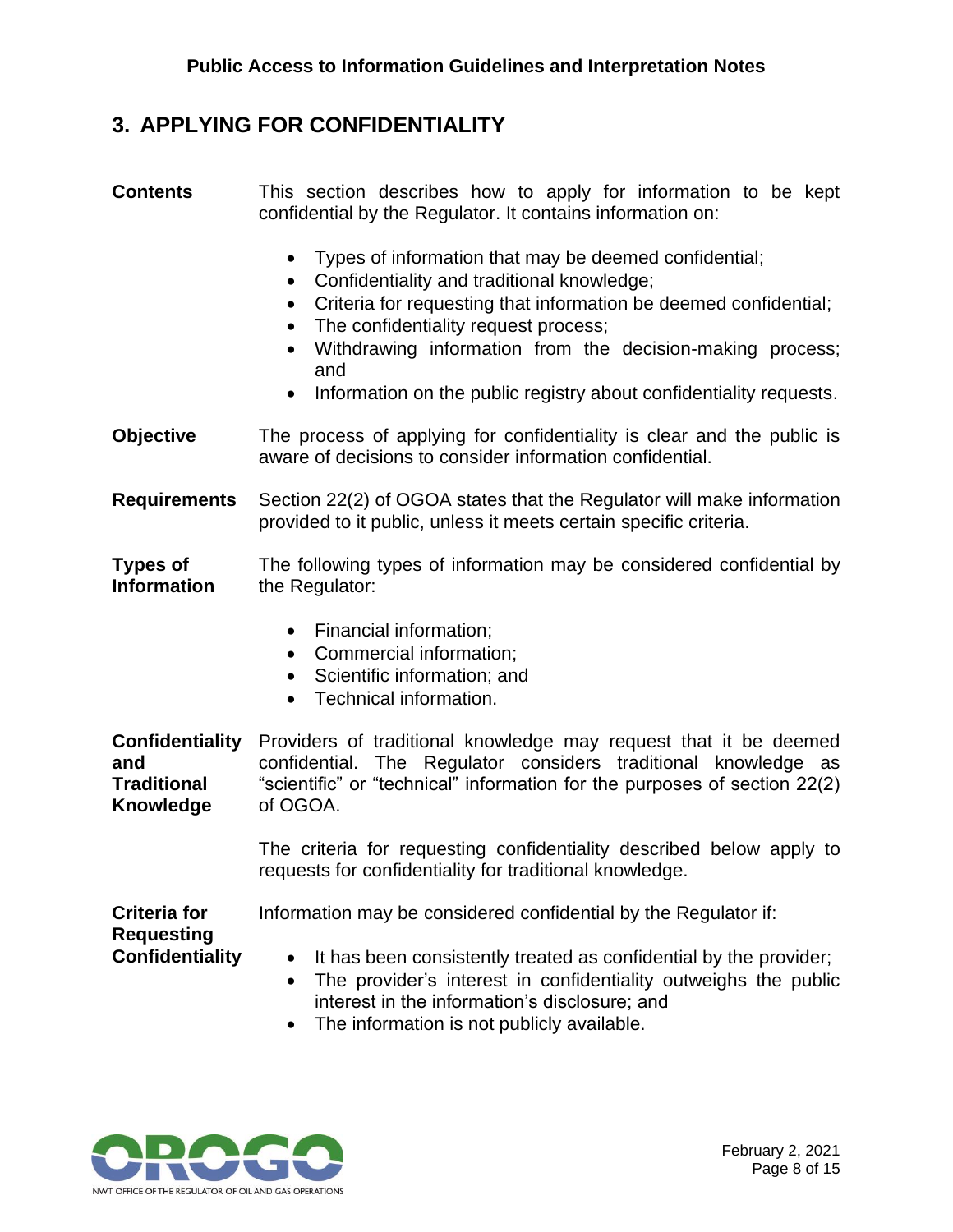## 3. APPLYING FOR CONFIDENTIALITY

**Contents**

This section describes how to apply for information to be kept confidential by the Regulator. It contains information on:

- Types of information that may be deemed confidential;
- Confidentiality and traditional knowledge;
- Criteria for requesting that information be deemed confidential;
- The confidentiality request process;
- Withdrawing information from the decision-making process; and
- Information on the public registry about confidentiality requests.

**Objective**

The process of applying for confidentiality is clear and the public is aware of decisions to consider information confidential.

**Requirements**

Section 22(2) of OGOA states that the Regulator will make information provided to it public, unless it meets certain specific criteria.

**Types of Information**

The following types of information may be considered confidential by the Regulator:

- Financial information;
- Commercial information;
- Scientific information; and
- Technical information.

**Confidentiality and Traditional Knowledge**

Providers of traditional knowledge may request that it be deemed confidential. The Regulator considers traditional knowledge as "scientific" or "technical" information for the purposes of section 22(2) of OGOA.

The criteria for requesting confidentiality described below apply to requests for confidentiality for traditional knowledge.

**Criteria for Requesting Confidentiality**

Information may be considered confidential by the Regulator if:

- It has been consistently treated as confidential by the provider;
- The provider's interest in confidentiality outweighs the public interest in the information's disclosure; and
- The information is not publicly available.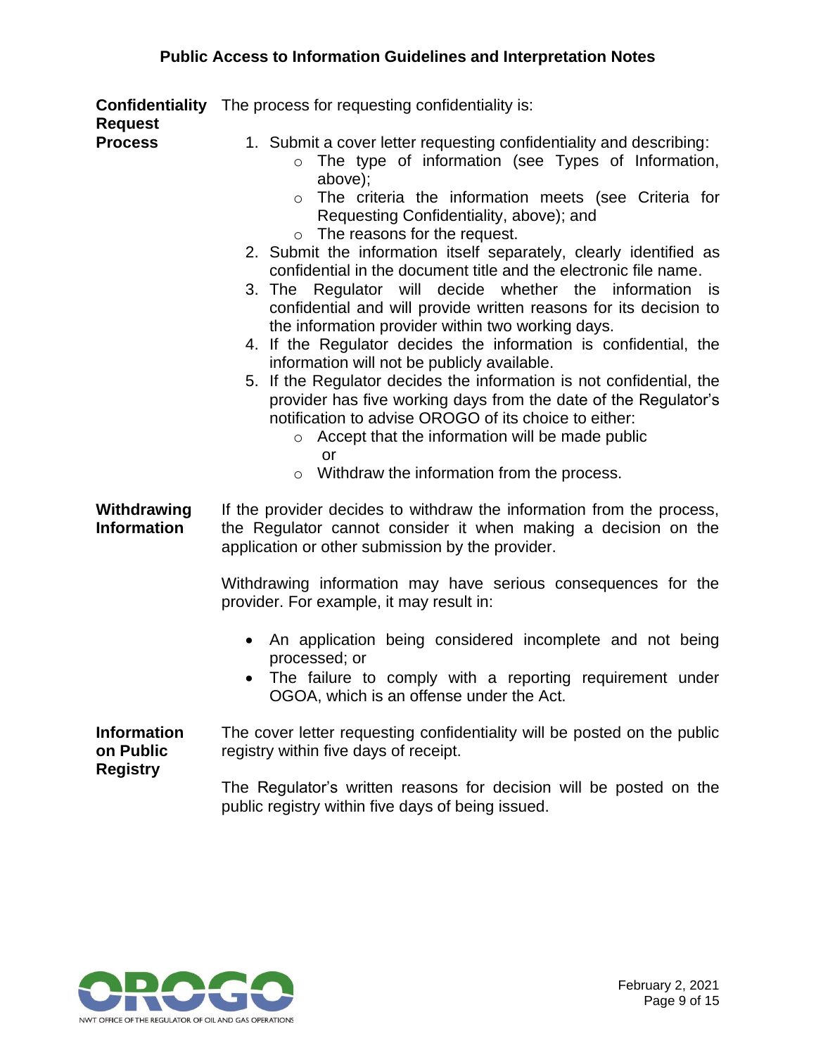**Confidentiality Request Process**

The process for requesting confidentiality is:

1. Submit a cover letter requesting confidentiality and describing:
   - The type of information (see Types of Information, above);
   - The criteria the information meets (see Criteria for Requesting Confidentiality, above); and
   - The reasons for the request.
2. Submit the information itself separately, clearly identified as confidential in the document title and the electronic file name.
3. The Regulator will decide whether the information is confidential and will provide written reasons for its decision to the information provider within two working days.
4. If the Regulator decides the information is confidential, the information will not be publicly available.
5. If the Regulator decides the information is not confidential, the provider has five working days from the date of the Regulator's notification to advise OROGO of its choice to either:
   - Accept that the information will be made public
     or
   - Withdraw the information from the process.

**Withdrawing Information**

If the provider decides to withdraw the information from the process, the Regulator cannot consider it when making a decision on the application or other submission by the provider.

Withdrawing information may have serious consequences for the provider. For example, it may result in:

- An application being considered incomplete and not being processed; or
- The failure to comply with a reporting requirement under OGOA, which is an offense under the Act.

**Information on Public Registry**

The cover letter requesting confidentiality will be posted on the public registry within five days of receipt.

The Regulator's written reasons for decision will be posted on the public registry within five days of being issued.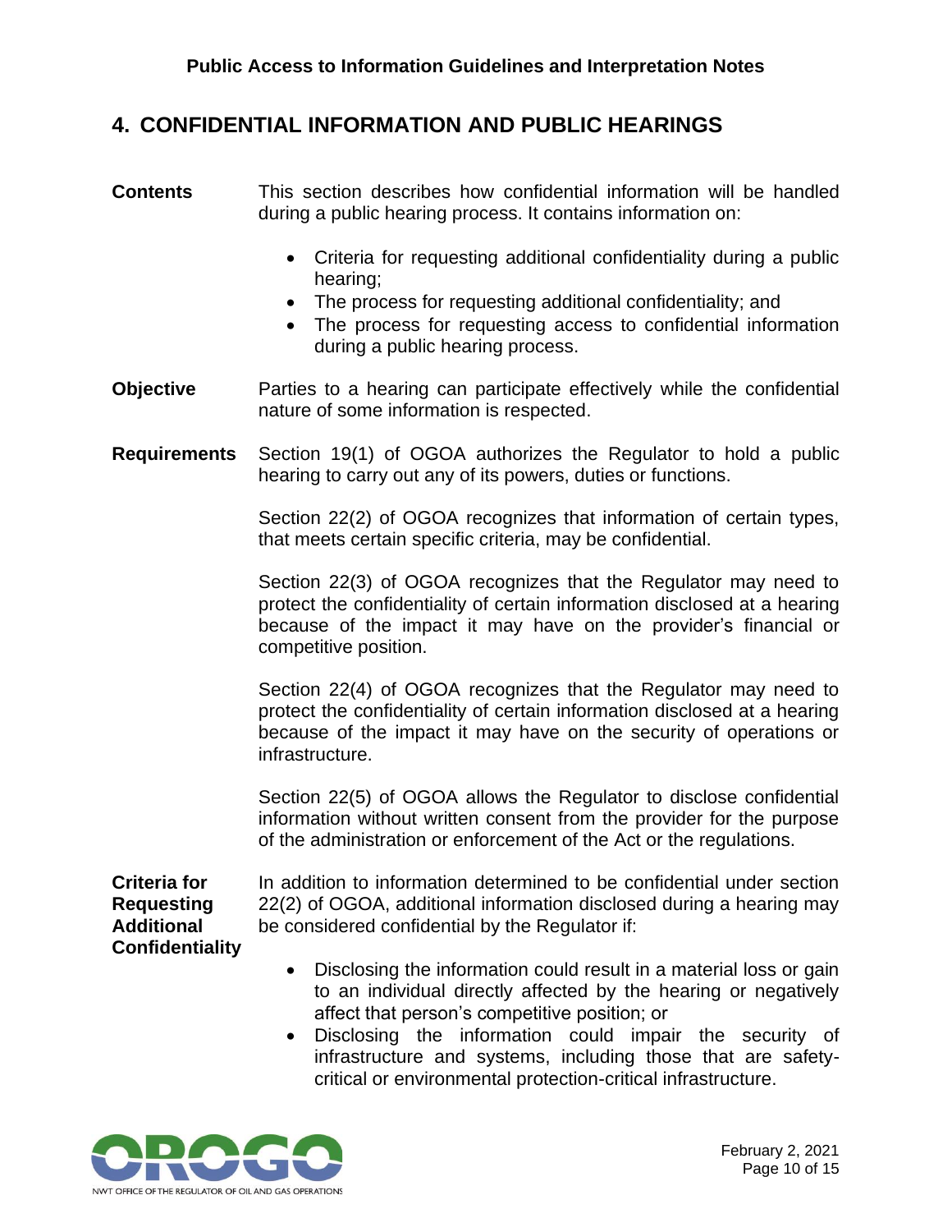## 4. CONFIDENTIAL INFORMATION AND PUBLIC HEARINGS

**Contents**

This section describes how confidential information will be handled during a public hearing process. It contains information on:

- Criteria for requesting additional confidentiality during a public hearing;
- The process for requesting additional confidentiality; and
- The process for requesting access to confidential information during a public hearing process.

**Objective**

Parties to a hearing can participate effectively while the confidential nature of some information is respected.

**Requirements**

Section 19(1) of OGOA authorizes the Regulator to hold a public hearing to carry out any of its powers, duties or functions.

Section 22(2) of OGOA recognizes that information of certain types, that meets certain specific criteria, may be confidential.

Section 22(3) of OGOA recognizes that the Regulator may need to protect the confidentiality of certain information disclosed at a hearing because of the impact it may have on the provider's financial or competitive position.

Section 22(4) of OGOA recognizes that the Regulator may need to protect the confidentiality of certain information disclosed at a hearing because of the impact it may have on the security of operations or infrastructure.

Section 22(5) of OGOA allows the Regulator to disclose confidential information without written consent from the provider for the purpose of the administration or enforcement of the Act or the regulations.

**Criteria for Requesting Additional Confidentiality**

In addition to information determined to be confidential under section 22(2) of OGOA, additional information disclosed during a hearing may be considered confidential by the Regulator if:

- Disclosing the information could result in a material loss or gain to an individual directly affected by the hearing or negatively affect that person's competitive position; or
- Disclosing the information could impair the security of infrastructure and systems, including those that are safety-critical or environmental protection-critical infrastructure.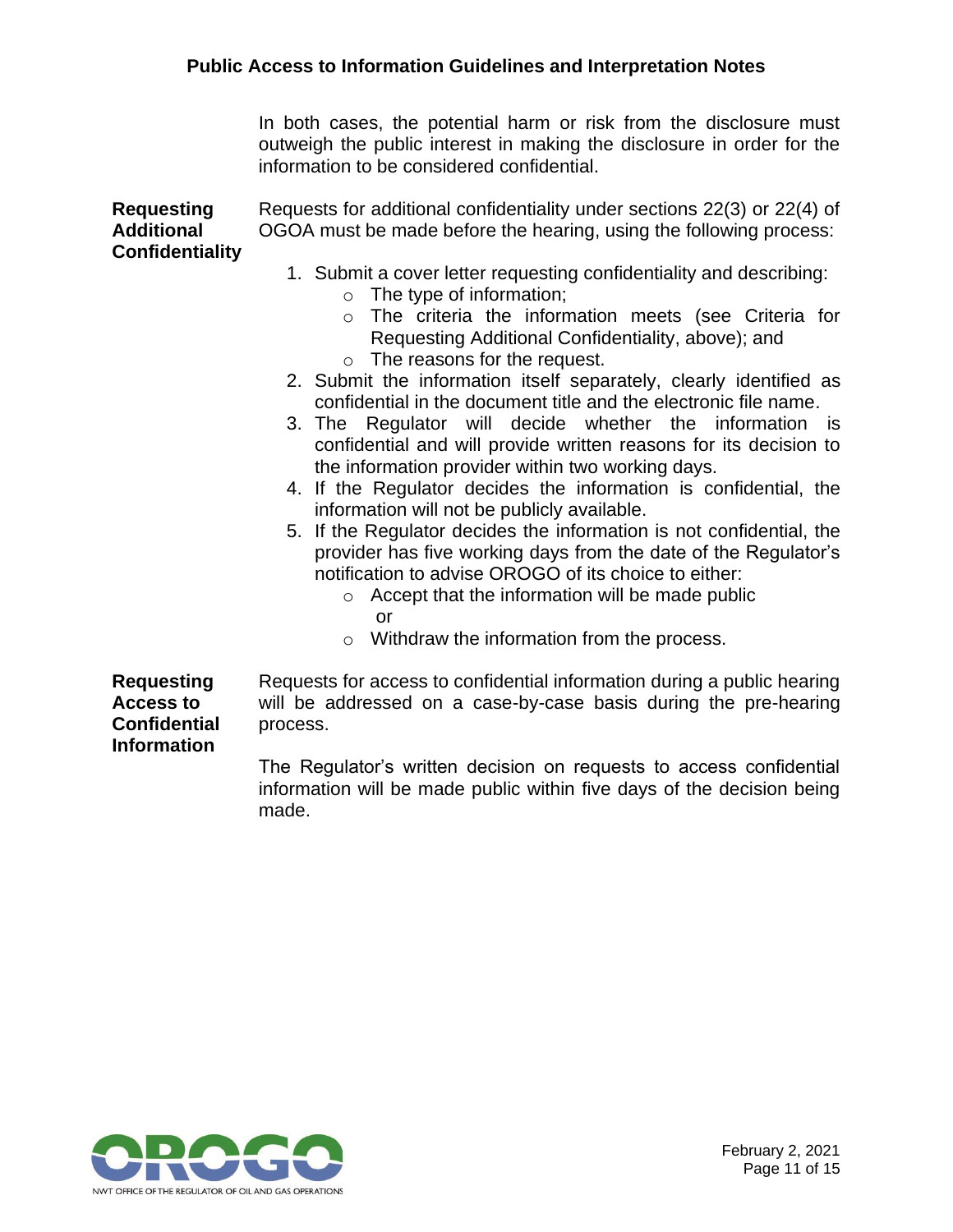In both cases, the potential harm or risk from the disclosure must outweigh the public interest in making the disclosure in order for the information to be considered confidential.

**Requesting Additional Confidentiality**

Requests for additional confidentiality under sections 22(3) or 22(4) of OGOA must be made before the hearing, using the following process:

1. Submit a cover letter requesting confidentiality and describing:
   - The type of information;
   - The criteria the information meets (see Criteria for Requesting Additional Confidentiality, above); and
   - The reasons for the request.
2. Submit the information itself separately, clearly identified as confidential in the document title and the electronic file name.
3. The Regulator will decide whether the information is confidential and will provide written reasons for its decision to the information provider within two working days.
4. If the Regulator decides the information is confidential, the information will not be publicly available.
5. If the Regulator decides the information is not confidential, the provider has five working days from the date of the Regulator's notification to advise OROGO of its choice to either:
   - Accept that the information will be made public
     or
   - Withdraw the information from the process.

**Requesting Access to Confidential Information**

Requests for access to confidential information during a public hearing will be addressed on a case-by-case basis during the pre-hearing process.

The Regulator's written decision on requests to access confidential information will be made public within five days of the decision being made.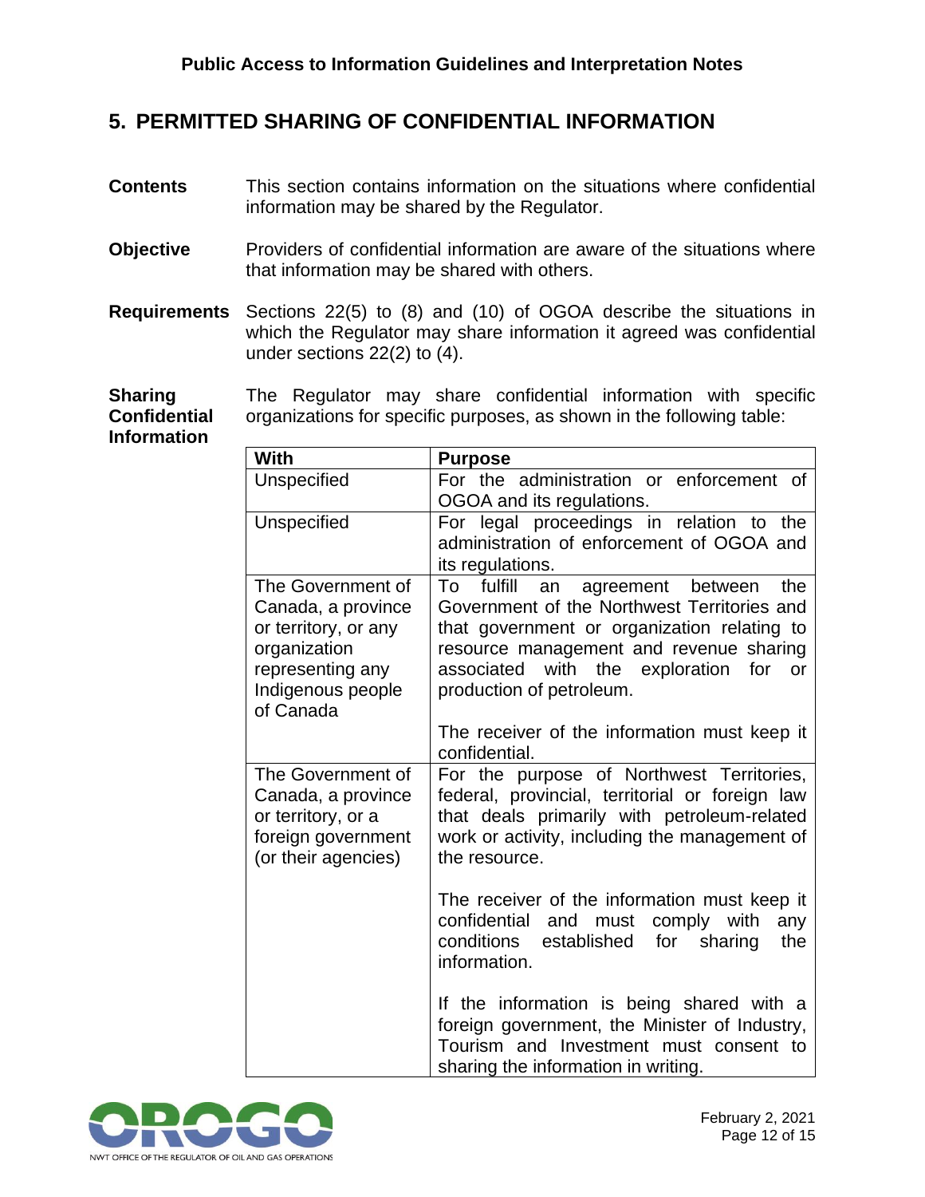## 5. PERMITTED SHARING OF CONFIDENTIAL INFORMATION

**Contents** This section contains information on the situations where confidential information may be shared by the Regulator.

**Objective** Providers of confidential information are aware of the situations where that information may be shared with others.

**Requirements** Sections 22(5) to (8) and (10) of OGOA describe the situations in which the Regulator may share information it agreed was confidential under sections 22(2) to (4).

**Sharing Confidential Information** The Regulator may share confidential information with specific organizations for specific purposes, as shown in the following table:

| With | Purpose |
|---|---|
| Unspecified | For the administration or enforcement of OGOA and its regulations. |
| Unspecified | For legal proceedings in relation to the administration of enforcement of OGOA and its regulations. |
| The Government of Canada, a province or territory, or any organization representing any Indigenous people of Canada | To fulfill an agreement between the Government of the Northwest Territories and that government or organization relating to resource management and revenue sharing associated with the exploration for or production of petroleum.<br><br>The receiver of the information must keep it confidential. |
| The Government of Canada, a province or territory, or a foreign government (or their agencies) | For the purpose of Northwest Territories, federal, provincial, territorial or foreign law that deals primarily with petroleum-related work or activity, including the management of the resource.<br><br>The receiver of the information must keep it confidential and must comply with any conditions established for sharing the information.<br><br>If the information is being shared with a foreign government, the Minister of Industry, Tourism and Investment must consent to sharing the information in writing. |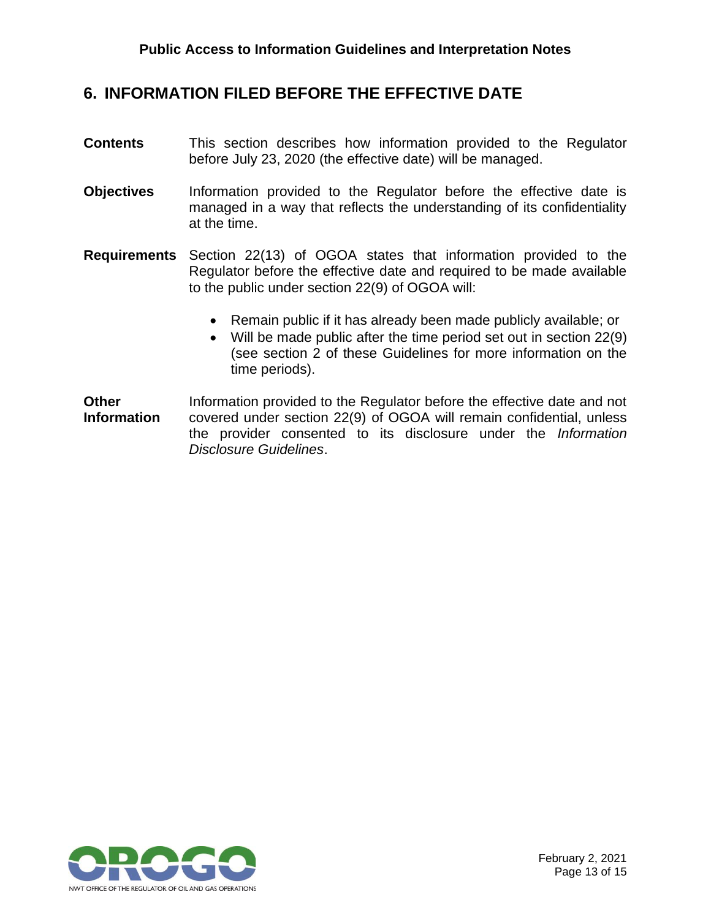## 6. INFORMATION FILED BEFORE THE EFFECTIVE DATE

**Contents** This section describes how information provided to the Regulator before July 23, 2020 (the effective date) will be managed.

**Objectives** Information provided to the Regulator before the effective date is managed in a way that reflects the understanding of its confidentiality at the time.

**Requirements** Section 22(13) of OGOA states that information provided to the Regulator before the effective date and required to be made available to the public under section 22(9) of OGOA will:

- Remain public if it has already been made publicly available; or
- Will be made public after the time period set out in section 22(9) (see section 2 of these Guidelines for more information on the time periods).

**Other Information** Information provided to the Regulator before the effective date and not covered under section 22(9) of OGOA will remain confidential, unless the provider consented to its disclosure under the *Information Disclosure Guidelines*.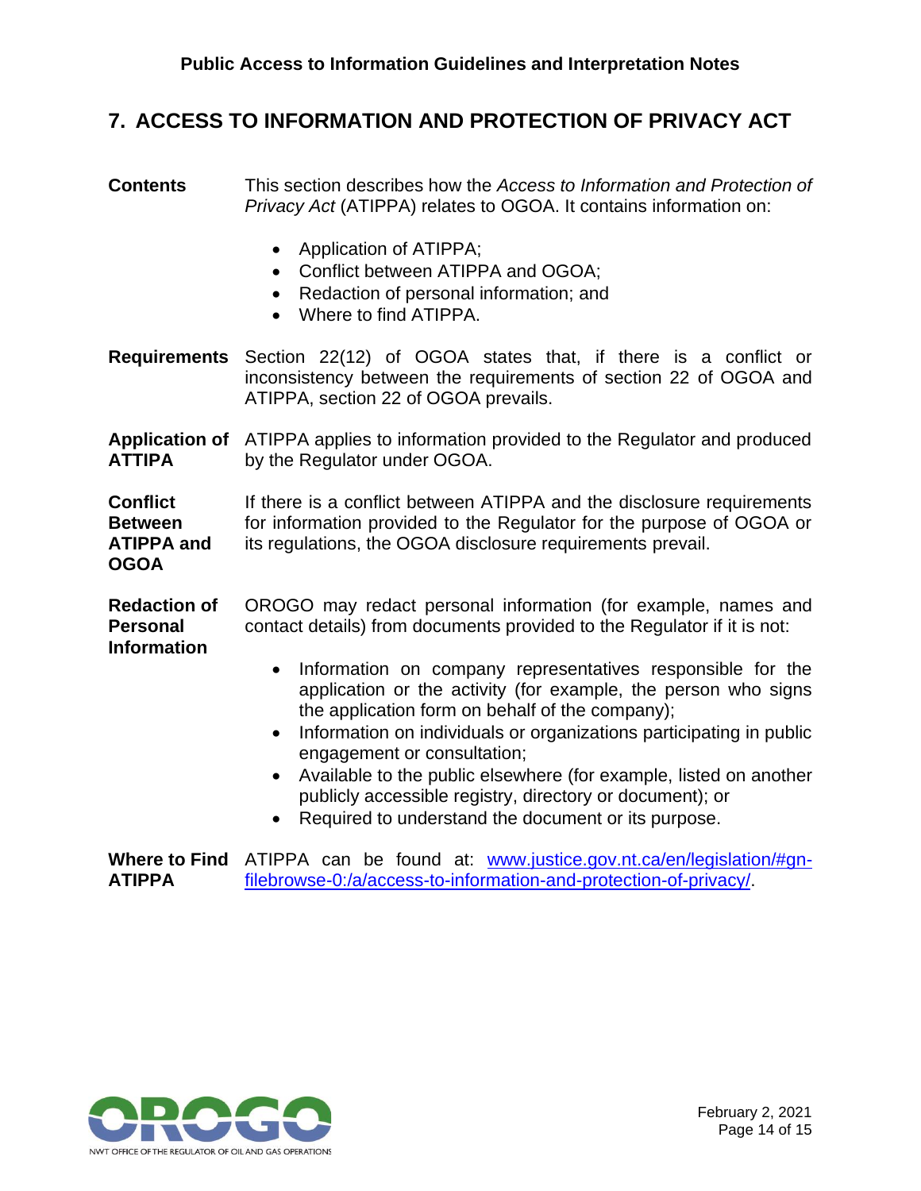## 7. ACCESS TO INFORMATION AND PROTECTION OF PRIVACY ACT

**Contents**

This section describes how the *Access to Information and Protection of Privacy Act* (ATIPPA) relates to OGOA. It contains information on:

- Application of ATIPPA;
- Conflict between ATIPPA and OGOA;
- Redaction of personal information; and
- Where to find ATIPPA.

**Requirements**

Section 22(12) of OGOA states that, if there is a conflict or inconsistency between the requirements of section 22 of OGOA and ATIPPA, section 22 of OGOA prevails.

**Application of ATTIPA**

ATIPPA applies to information provided to the Regulator and produced by the Regulator under OGOA.

**Conflict Between ATIPPA and OGOA**

If there is a conflict between ATIPPA and the disclosure requirements for information provided to the Regulator for the purpose of OGOA or its regulations, the OGOA disclosure requirements prevail.

**Redaction of Personal Information**

OROGO may redact personal information (for example, names and contact details) from documents provided to the Regulator if it is not:

- Information on company representatives responsible for the application or the activity (for example, the person who signs the application form on behalf of the company);
- Information on individuals or organizations participating in public engagement or consultation;
- Available to the public elsewhere (for example, listed on another publicly accessible registry, directory or document); or
- Required to understand the document or its purpose.

**Where to Find ATIPPA**

ATIPPA can be found at: [www.justice.gov.nt.ca/en/legislation/#gn-filebrowse-0:/a/access-to-information-and-protection-of-privacy/](www.justice.gov.nt.ca/en/legislation/#gn-filebrowse-0:/a/access-to-information-and-protection-of-privacy/).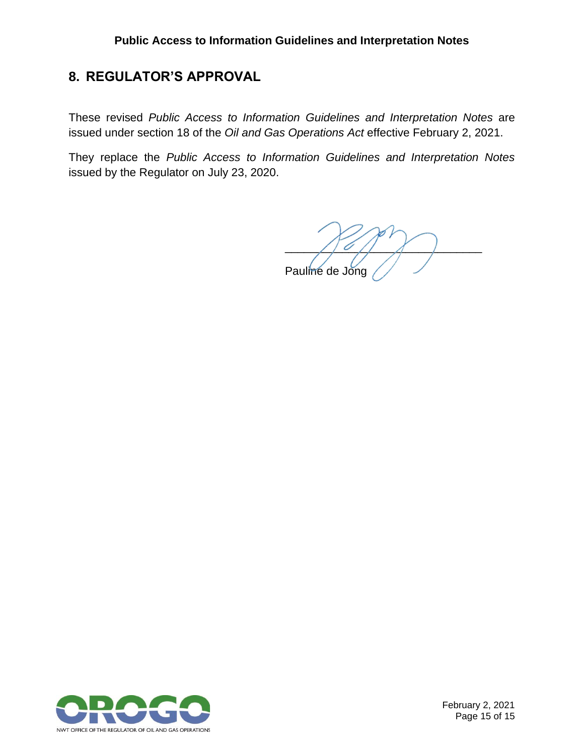## 8. REGULATOR'S APPROVAL

These revised *Public Access to Information Guidelines and Interpretation Notes* are issued under section 18 of the *Oil and Gas Operations Act* effective February 2, 2021.

They replace the *Public Access to Information Guidelines and Interpretation Notes* issued by the Regulator on July 23, 2020.

\_\_\_\_\_\_\_\_\_\_\_\_\_\_\_\_\_\_\_\_\_\_\_\_\_\_\_\_\_\_\_\_

Pauline de Jong